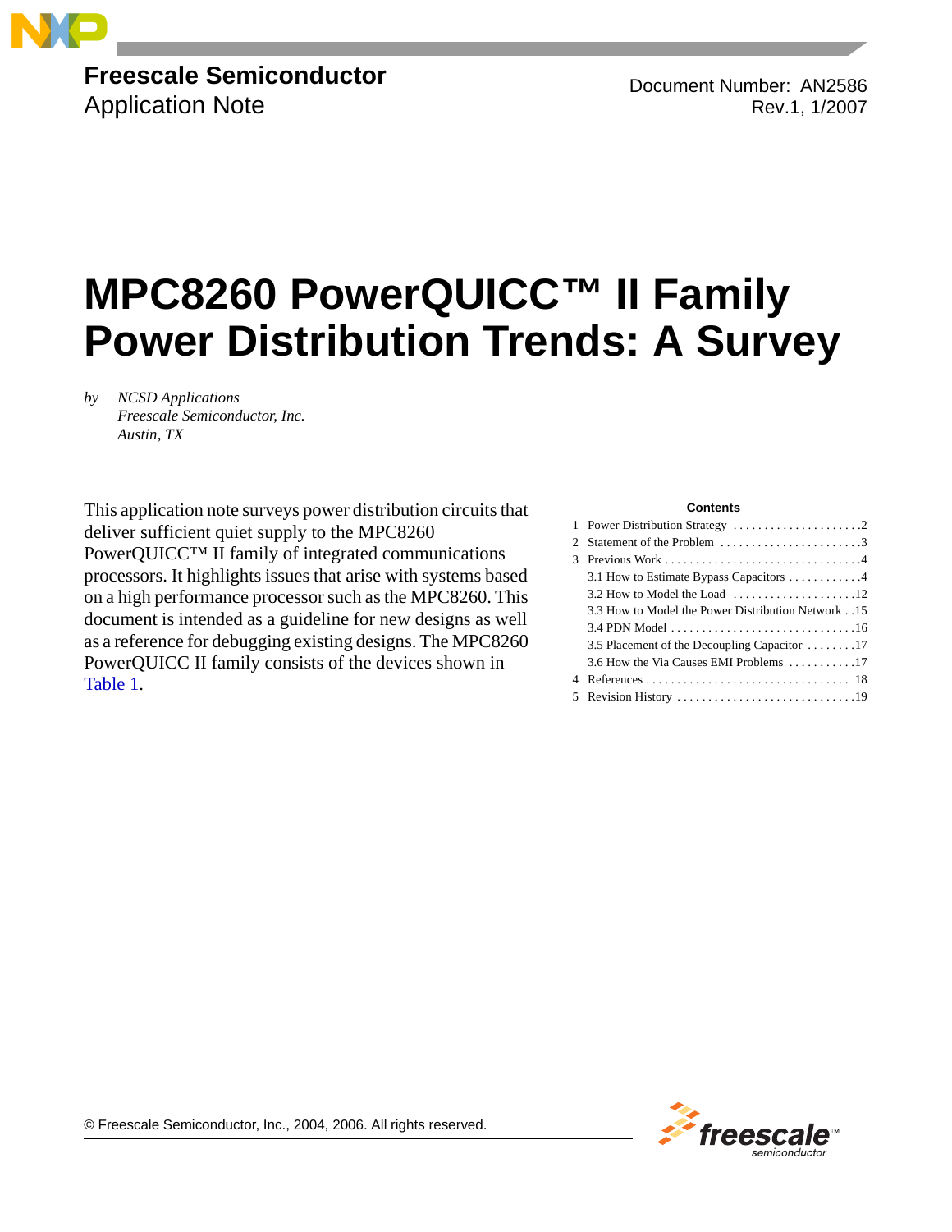Freescale Semiconductor
Application Note

Document Number: AN2586
Rev.1, 1/2007

# MPC8260 PowerQUICC™ II Family Power Distribution Trends: A Survey

*by NCSD Applications*
*Freescale Semiconductor, Inc.*
*Austin, TX*

This application note surveys power distribution circuits that deliver sufficient quiet supply to the MPC8260 PowerQUICC™ II family of integrated communications processors. It highlights issues that arise with systems based on a high performance processor such as the MPC8260. This document is intended as a guideline for new designs as well as a reference for debugging existing designs. The MPC8260 PowerQUICC II family consists of the devices shown in Table 1.

**Contents**

1 Power Distribution Strategy . . . . . 2
2 Statement of the Problem . . . . . 3
3 Previous Work . . . . . 4
  3.1 How to Estimate Bypass Capacitors . . . . . 4
  3.2 How to Model the Load . . . . . 12
  3.3 How to Model the Power Distribution Network . . 15
  3.4 PDN Model . . . . . 16
  3.5 Placement of the Decoupling Capacitor . . . . . 17
  3.6 How the Via Causes EMI Problems . . . . . 17
4 References . . . . . 18
5 Revision History . . . . . 19

© Freescale Semiconductor, Inc., 2004, 2006. All rights reserved.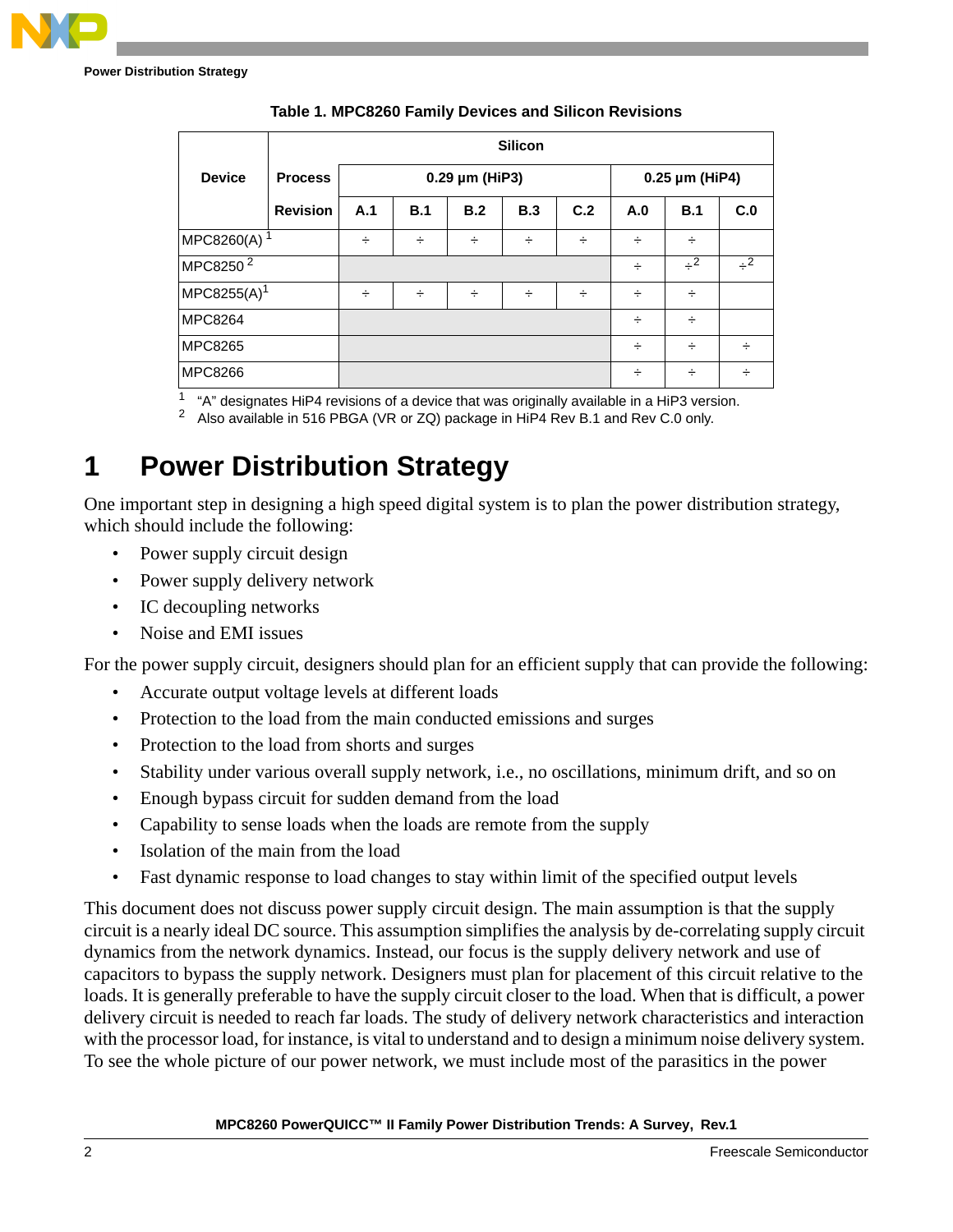**Table 1. MPC8260 Family Devices and Silicon Revisions**

| Device | Silicon | | | | | | | |
|---|---|---|---|---|---|---|---|---|
| | **Process** 0.29 µm (HiP3) | | | | | 0.25 µm (HiP4) | | |
| **Revision** | A.1 | B.1 | B.2 | B.3 | C.2 | A.0 | B.1 | C.0 |
| MPC8260(A) [1] | ÷ | ÷ | ÷ | ÷ | ÷ | ÷ | ÷ | |
| MPC8250 [2] | | | | | | ÷ | ÷ [2] | ÷ [2] |
| MPC8255(A) [1] | ÷ | ÷ | ÷ | ÷ | ÷ | ÷ | ÷ | |
| MPC8264 | | | | | | ÷ | ÷ | |
| MPC8265 | | | | | | ÷ | ÷ | ÷ |
| MPC8266 | | | | | | ÷ | ÷ | ÷ |

[1] "A" designates HiP4 revisions of a device that was originally available in a HiP3 version.
[2] Also available in 516 PBGA (VR or ZQ) package in HiP4 Rev B.1 and Rev C.0 only.

# 1 Power Distribution Strategy

One important step in designing a high speed digital system is to plan the power distribution strategy, which should include the following:

- Power supply circuit design
- Power supply delivery network
- IC decoupling networks
- Noise and EMI issues

For the power supply circuit, designers should plan for an efficient supply that can provide the following:

- Accurate output voltage levels at different loads
- Protection to the load from the main conducted emissions and surges
- Protection to the load from shorts and surges
- Stability under various overall supply network, i.e., no oscillations, minimum drift, and so on
- Enough bypass circuit for sudden demand from the load
- Capability to sense loads when the loads are remote from the supply
- Isolation of the main from the load
- Fast dynamic response to load changes to stay within limit of the specified output levels

This document does not discuss power supply circuit design. The main assumption is that the supply circuit is a nearly ideal DC source. This assumption simplifies the analysis by de-correlating supply circuit dynamics from the network dynamics. Instead, our focus is the supply delivery network and use of capacitors to bypass the supply network. Designers must plan for placement of this circuit relative to the loads. It is generally preferable to have the supply circuit closer to the load. When that is difficult, a power delivery circuit is needed to reach far loads. The study of delivery network characteristics and interaction with the processor load, for instance, is vital to understand and to design a minimum noise delivery system. To see the whole picture of our power network, we must include most of the parasitics in the power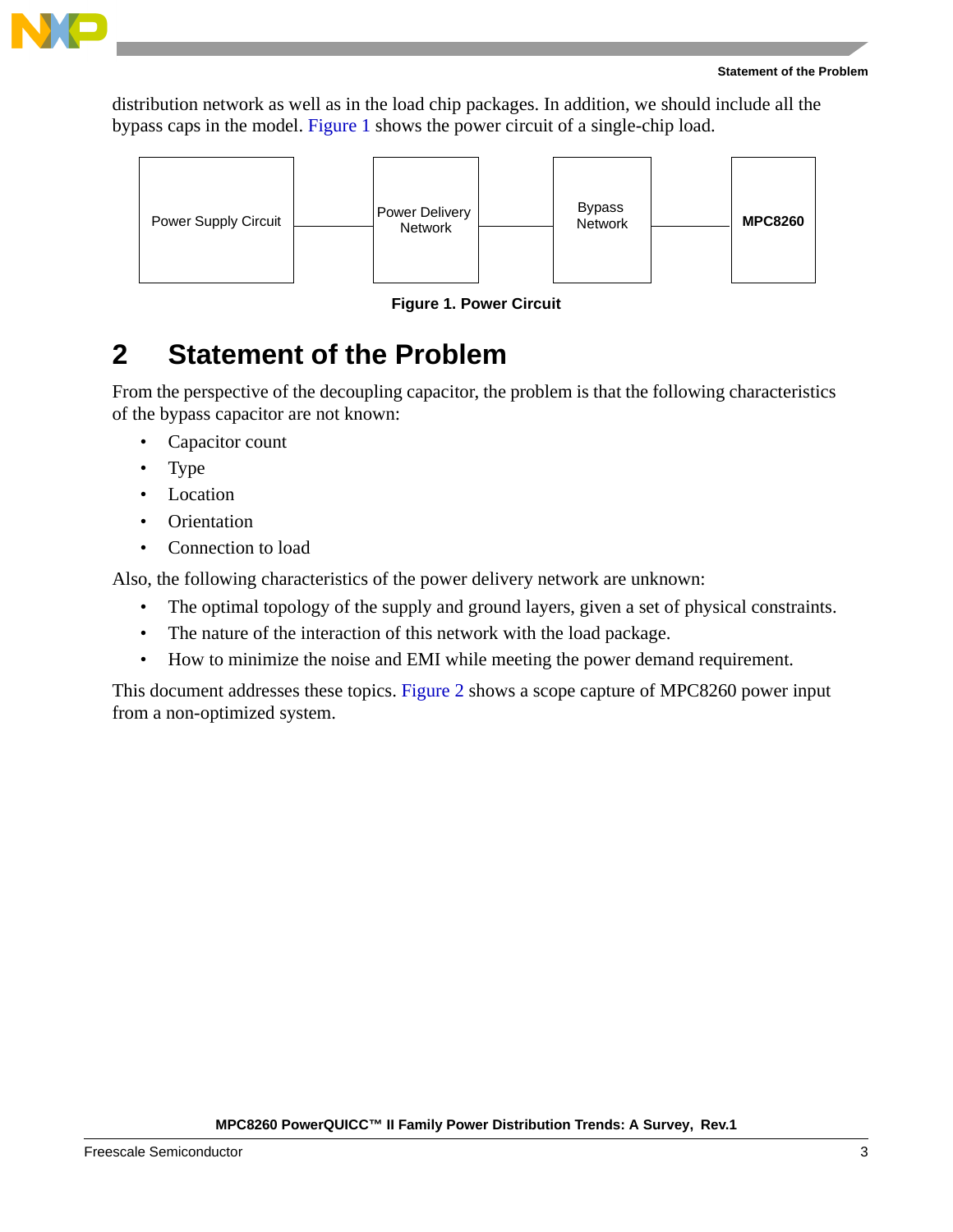distribution network as well as in the load chip packages. In addition, we should include all the bypass caps in the model. Figure 1 shows the power circuit of a single-chip load.

Power Supply Circuit — Power Delivery Network — Bypass Network — **MPC8260**

**Figure 1. Power Circuit**

## 2 Statement of the Problem

From the perspective of the decoupling capacitor, the problem is that the following characteristics of the bypass capacitor are not known:

- Capacitor count
- Type
- Location
- Orientation
- Connection to load

Also, the following characteristics of the power delivery network are unknown:

- The optimal topology of the supply and ground layers, given a set of physical constraints.
- The nature of the interaction of this network with the load package.
- How to minimize the noise and EMI while meeting the power demand requirement.

This document addresses these topics. Figure 2 shows a scope capture of MPC8260 power input from a non-optimized system.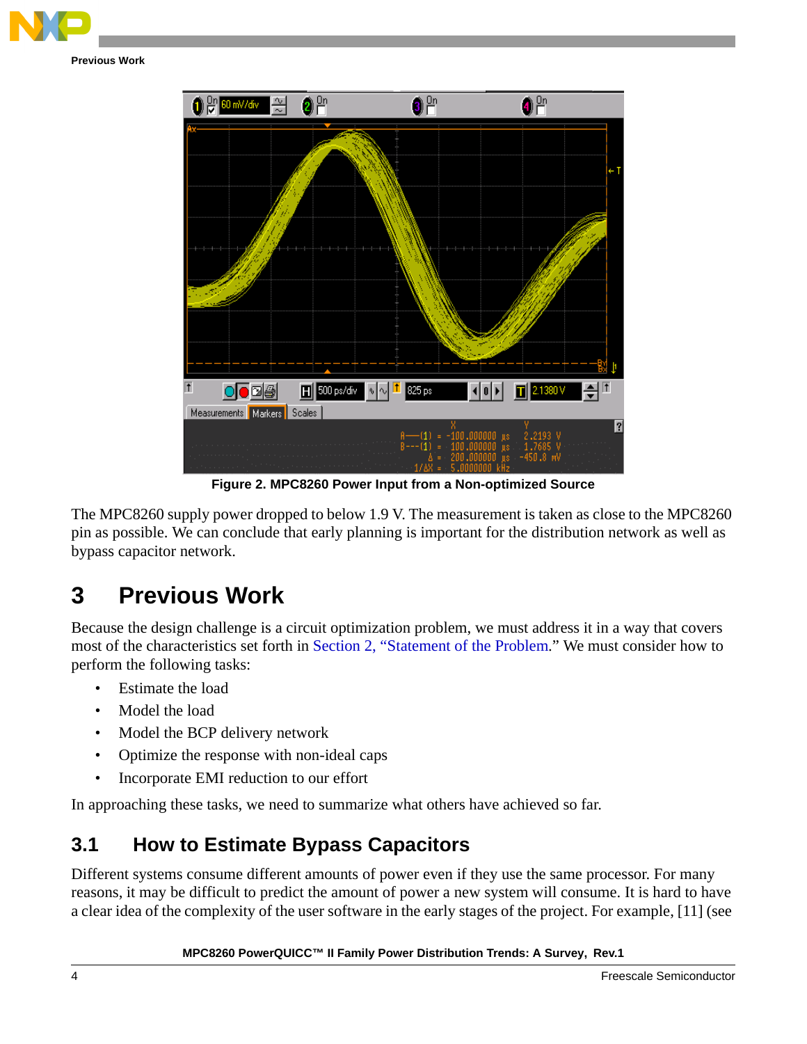Figure 2. MPC8260 Power Input from a Non-optimized Source

The MPC8260 supply power dropped to below 1.9 V. The measurement is taken as close to the MPC8260 pin as possible. We can conclude that early planning is important for the distribution network as well as bypass capacitor network.

# 3 Previous Work

Because the design challenge is a circuit optimization problem, we must address it in a way that covers most of the characteristics set forth in Section 2, “Statement of the Problem.” We must consider how to perform the following tasks:

- Estimate the load
- Model the load
- Model the BCP delivery network
- Optimize the response with non-ideal caps
- Incorporate EMI reduction to our effort

In approaching these tasks, we need to summarize what others have achieved so far.

## 3.1 How to Estimate Bypass Capacitors

Different systems consume different amounts of power even if they use the same processor. For many reasons, it may be difficult to predict the amount of power a new system will consume. It is hard to have a clear idea of the complexity of the user software in the early stages of the project. For example, [11] (see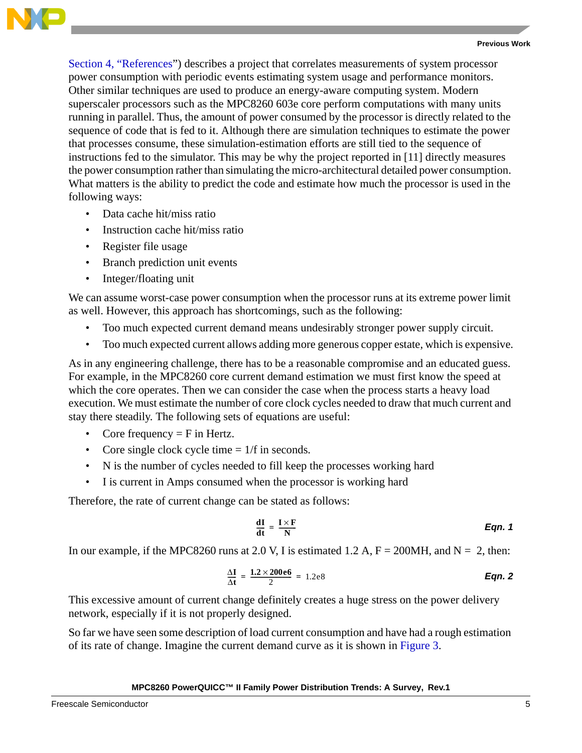Section 4, "References") describes a project that correlates measurements of system processor power consumption with periodic events estimating system usage and performance monitors. Other similar techniques are used to produce an energy-aware computing system. Modern superscaler processors such as the MPC8260 603e core perform computations with many units running in parallel. Thus, the amount of power consumed by the processor is directly related to the sequence of code that is fed to it. Although there are simulation techniques to estimate the power that processes consume, these simulation-estimation efforts are still tied to the sequence of instructions fed to the simulator. This may be why the project reported in [11] directly measures the power consumption rather than simulating the micro-architectural detailed power consumption. What matters is the ability to predict the code and estimate how much the processor is used in the following ways:

- Data cache hit/miss ratio
- Instruction cache hit/miss ratio
- Register file usage
- Branch prediction unit events
- Integer/floating unit

We can assume worst-case power consumption when the processor runs at its extreme power limit as well. However, this approach has shortcomings, such as the following:

- Too much expected current demand means undesirably stronger power supply circuit.
- Too much expected current allows adding more generous copper estate, which is expensive.

As in any engineering challenge, there has to be a reasonable compromise and an educated guess. For example, in the MPC8260 core current demand estimation we must first know the speed at which the core operates. Then we can consider the case when the process starts a heavy load execution. We must estimate the number of core clock cycles needed to draw that much current and stay there steadily. The following sets of equations are useful:

- Core frequency = F in Hertz.
- Core single clock cycle time = 1/f in seconds.
- N is the number of cycles needed to fill keep the processes working hard
- I is current in Amps consumed when the processor is working hard

Therefore, the rate of current change can be stated as follows:

$$\frac{dI}{dt} = \frac{I \times F}{N} \qquad \textit{Eqn. 1}$$

In our example, if the MPC8260 runs at 2.0 V, I is estimated 1.2 A, F = 200MH, and N = 2, then:

$$\frac{\Delta I}{\Delta t} = \frac{1.2 \times 200e6}{2} = 1.2e8 \qquad \textit{Eqn. 2}$$

This excessive amount of current change definitely creates a huge stress on the power delivery network, especially if it is not properly designed.

So far we have seen some description of load current consumption and have had a rough estimation of its rate of change. Imagine the current demand curve as it is shown in Figure 3.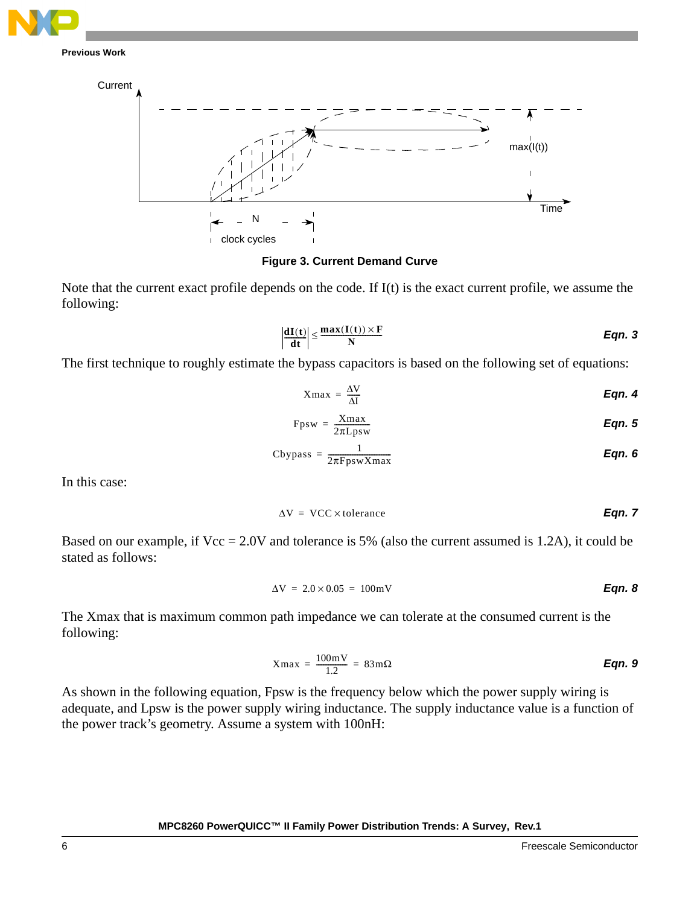Figure 3. Current Demand Curve

Note that the current exact profile depends on the code. If I(t) is the exact current profile, we assume the following:

$$\left|\frac{\mathbf{dI(t)}}{\mathbf{dt}}\right| \leq \frac{\mathbf{max(I(t)) \times F}}{\mathbf{N}} \qquad \textit{Eqn. 3}$$

The first technique to roughly estimate the bypass capacitors is based on the following set of equations:

$$\text{Xmax} = \frac{\Delta V}{\Delta I} \qquad \textit{Eqn. 4}$$

$$\text{Fpsw} = \frac{\text{Xmax}}{2\pi \text{Lpsw}} \qquad \textit{Eqn. 5}$$

$$\text{Cbypass} = \frac{1}{2\pi \text{FpswXmax}} \qquad \textit{Eqn. 6}$$

In this case:

$$\Delta V = \text{VCC} \times \text{tolerance} \qquad \textit{Eqn. 7}$$

Based on our example, if Vcc = 2.0V and tolerance is 5% (also the current assumed is 1.2A), it could be stated as follows:

$$\Delta V = 2.0 \times 0.05 = 100\text{mV} \qquad \textit{Eqn. 8}$$

The Xmax that is maximum common path impedance we can tolerate at the consumed current is the following:

$$\text{Xmax} = \frac{100\text{mV}}{1.2} = 83\text{m}\Omega \qquad \textit{Eqn. 9}$$

As shown in the following equation, Fpsw is the frequency below which the power supply wiring is adequate, and Lpsw is the power supply wiring inductance. The supply inductance value is a function of the power track's geometry. Assume a system with 100nH: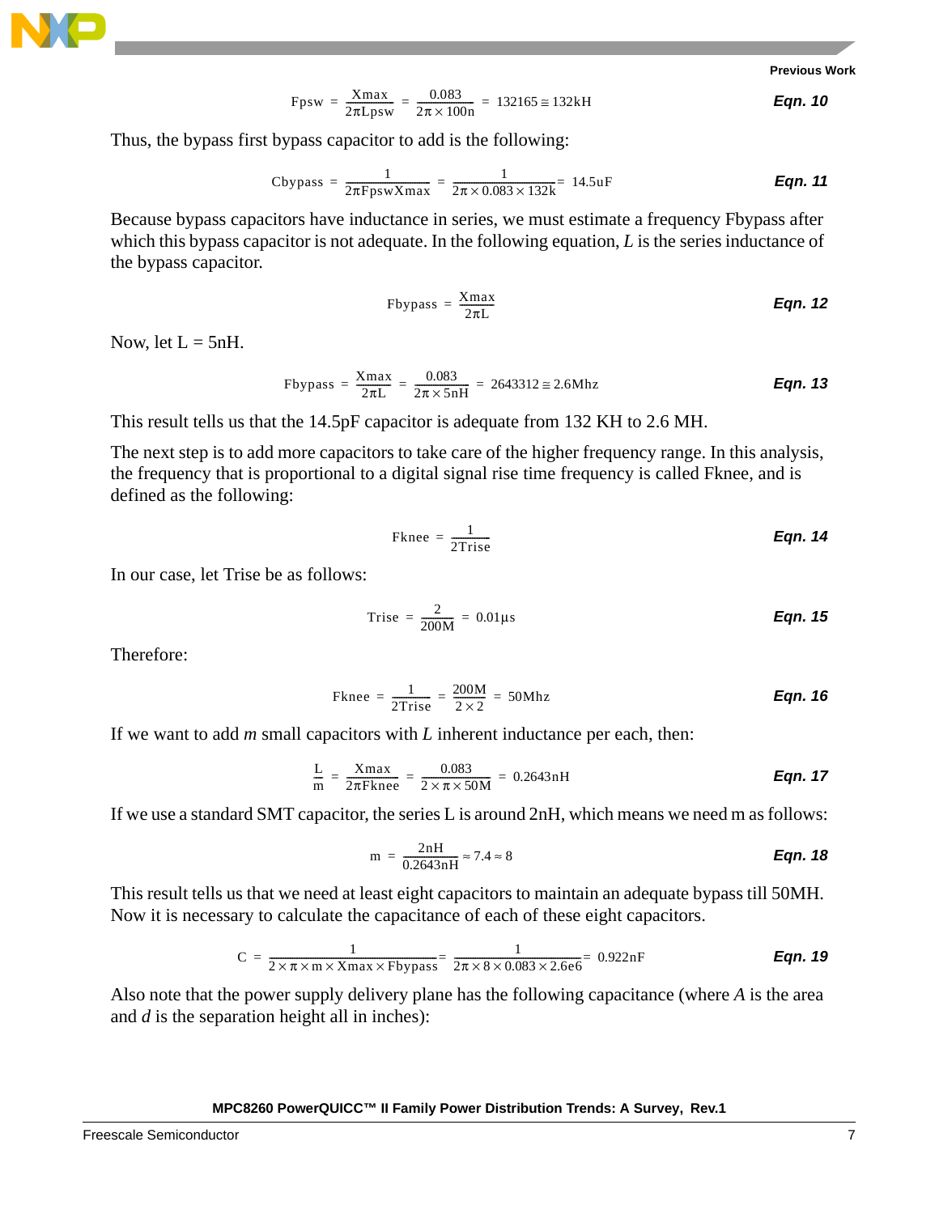$$\text{Fpsw} = \frac{\text{Xmax}}{2\pi\text{Lpsw}} = \frac{0.083}{2\pi \times 100\text{n}} = 132165 \cong 132\text{kH} \qquad \textbf{Eqn. 10}$$

Thus, the bypass first bypass capacitor to add is the following:

$$\text{Cbypass} = \frac{1}{2\pi\text{FpswXmax}} = \frac{1}{2\pi \times 0.083 \times 132\text{k}} = 14.5\text{uF} \qquad \textbf{Eqn. 11}$$

Because bypass capacitors have inductance in series, we must estimate a frequency Fbypass after which this bypass capacitor is not adequate. In the following equation, $L$ is the series inductance of the bypass capacitor.

$$\text{Fbypass} = \frac{\text{Xmax}}{2\pi\text{L}} \qquad \textbf{Eqn. 12}$$

Now, let L = 5nH.

$$\text{Fbypass} = \frac{\text{Xmax}}{2\pi\text{L}} = \frac{0.083}{2\pi \times 5\text{nH}} = 2643312 \cong 2.6\text{Mhz} \qquad \textbf{Eqn. 13}$$

This result tells us that the 14.5pF capacitor is adequate from 132 KH to 2.6 MH.

The next step is to add more capacitors to take care of the higher frequency range. In this analysis, the frequency that is proportional to a digital signal rise time frequency is called Fknee, and is defined as the following:

$$\text{Fknee} = \frac{1}{2\text{Trise}} \qquad \textbf{Eqn. 14}$$

In our case, let Trise be as follows:

$$\text{Trise} = \frac{2}{200\text{M}} = 0.01\mu\text{s} \qquad \textbf{Eqn. 15}$$

Therefore:

$$\text{Fknee} = \frac{1}{2\text{Trise}} = \frac{200\text{M}}{2 \times 2} = 50\text{Mhz} \qquad \textbf{Eqn. 16}$$

If we want to add $m$ small capacitors with $L$ inherent inductance per each, then:

$$\frac{\text{L}}{\text{m}} = \frac{\text{Xmax}}{2\pi\text{Fknee}} = \frac{0.083}{2 \times \pi \times 50\text{M}} = 0.2643\text{nH} \qquad \textbf{Eqn. 17}$$

If we use a standard SMT capacitor, the series L is around 2nH, which means we need m as follows:

$$\text{m} = \frac{2\text{nH}}{0.2643\text{nH}} \approx 7.4 \approx 8 \qquad \textbf{Eqn. 18}$$

This result tells us that we need at least eight capacitors to maintain an adequate bypass till 50MH. Now it is necessary to calculate the capacitance of each of these eight capacitors.

$$\text{C} = \frac{1}{2 \times \pi \times \text{m} \times \text{Xmax} \times \text{Fbypass}} = \frac{1}{2\pi \times 8 \times 0.083 \times 2.6\text{e}6} = 0.922\text{nF} \qquad \textbf{Eqn. 19}$$

Also note that the power supply delivery plane has the following capacitance (where $A$ is the area and $d$ is the separation height all in inches):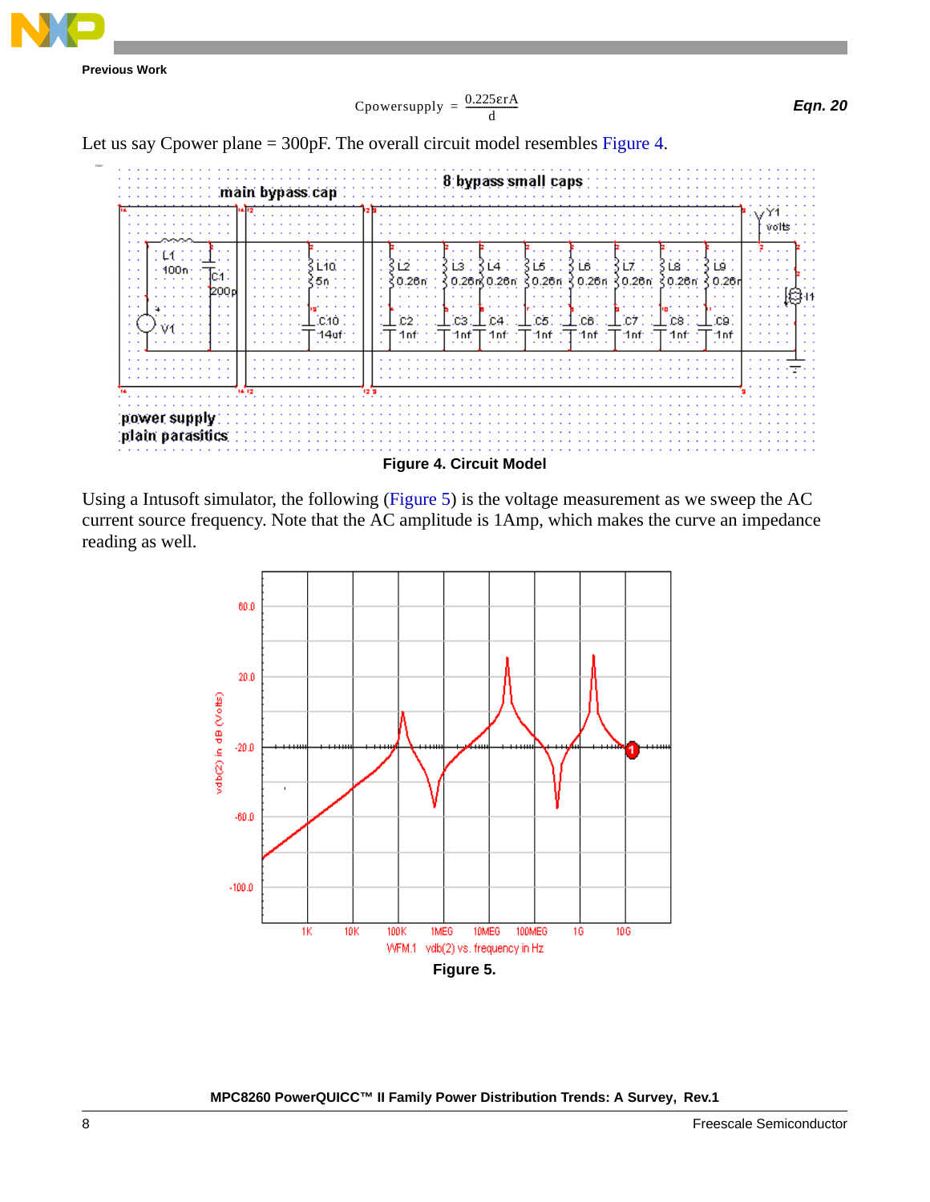$$C_{powersupply} = \frac{0.225\varepsilon rA}{d}$$ **Eqn. 20**

Let us say Cpower plane = 300pF. The overall circuit model resembles Figure 4.

**Figure 4. Circuit Model**

Using a Intusoft simulator, the following (Figure 5) is the voltage measurement as we sweep the AC current source frequency. Note that the AC amplitude is 1Amp, which makes the curve an impedance reading as well.

**Figure 5.**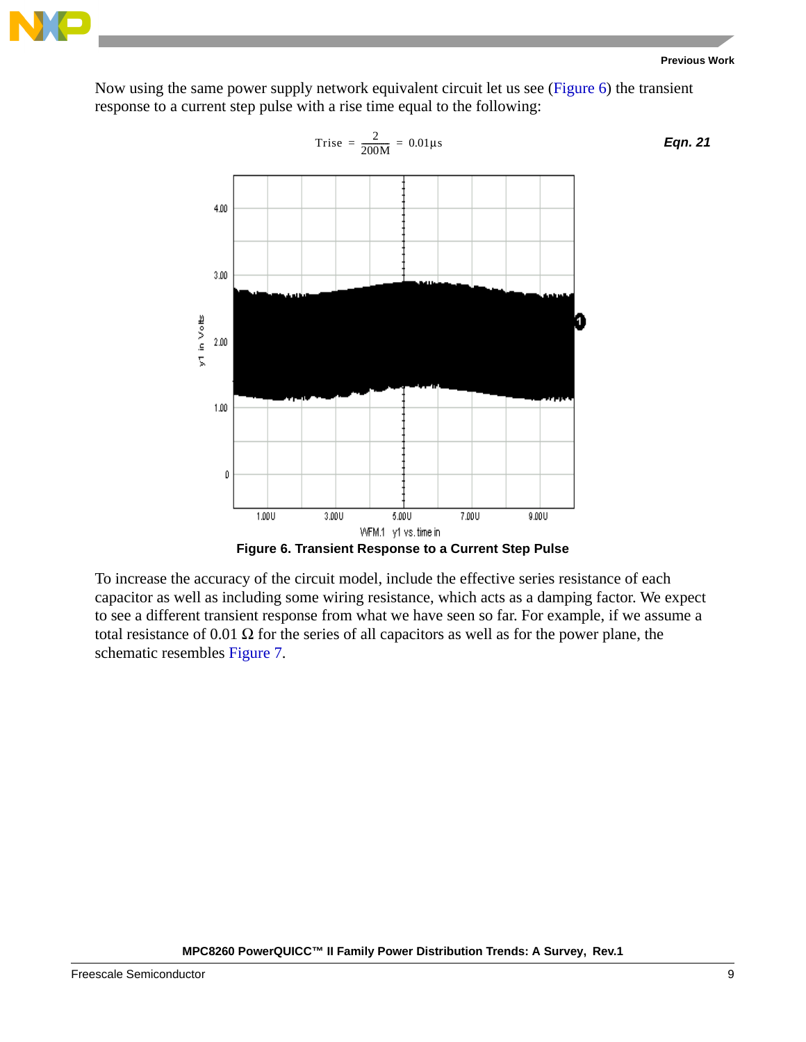Now using the same power supply network equivalent circuit let us see (Figure 6) the transient response to a current step pulse with a rise time equal to the following:

$$\text{Trise} = \frac{2}{200M} = 0.01\mu s \qquad \textbf{Eqn. 21}$$

Figure 6. Transient Response to a Current Step Pulse

To increase the accuracy of the circuit model, include the effective series resistance of each capacitor as well as including some wiring resistance, which acts as a damping factor. We expect to see a different transient response from what we have seen so far. For example, if we assume a total resistance of 0.01 Ω for the series of all capacitors as well as for the power plane, the schematic resembles Figure 7.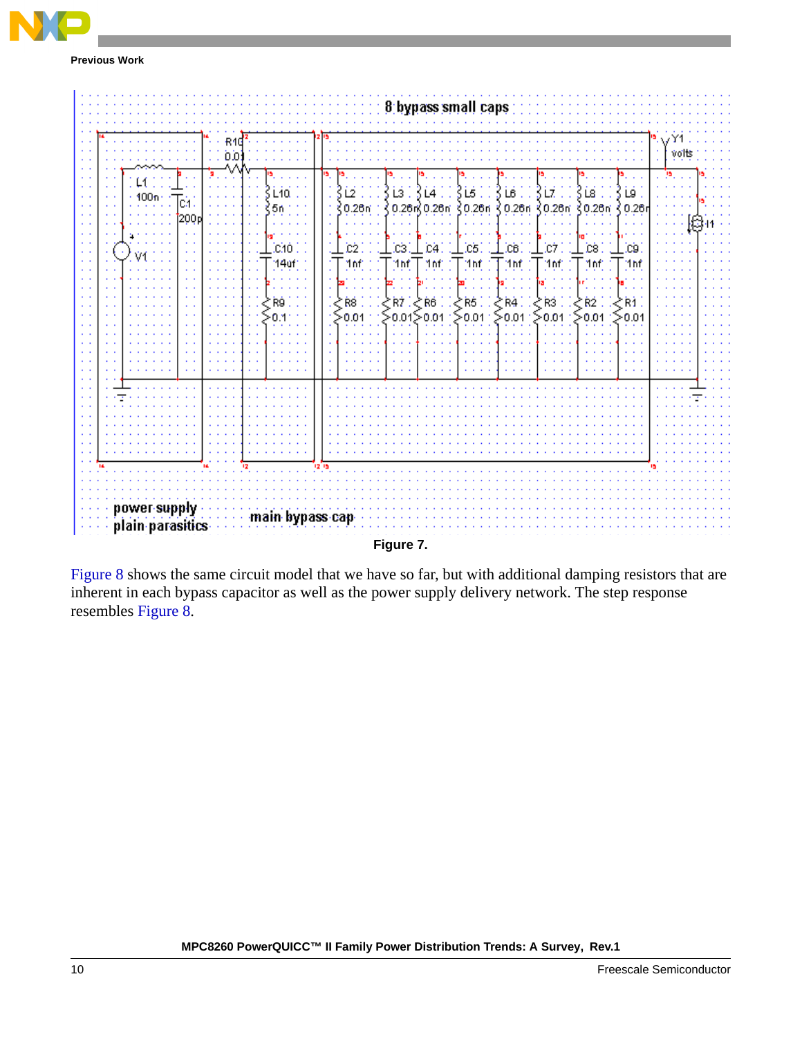Figure 7.

Figure 8 shows the same circuit model that we have so far, but with additional damping resistors that are inherent in each bypass capacitor as well as the power supply delivery network. The step response resembles Figure 8.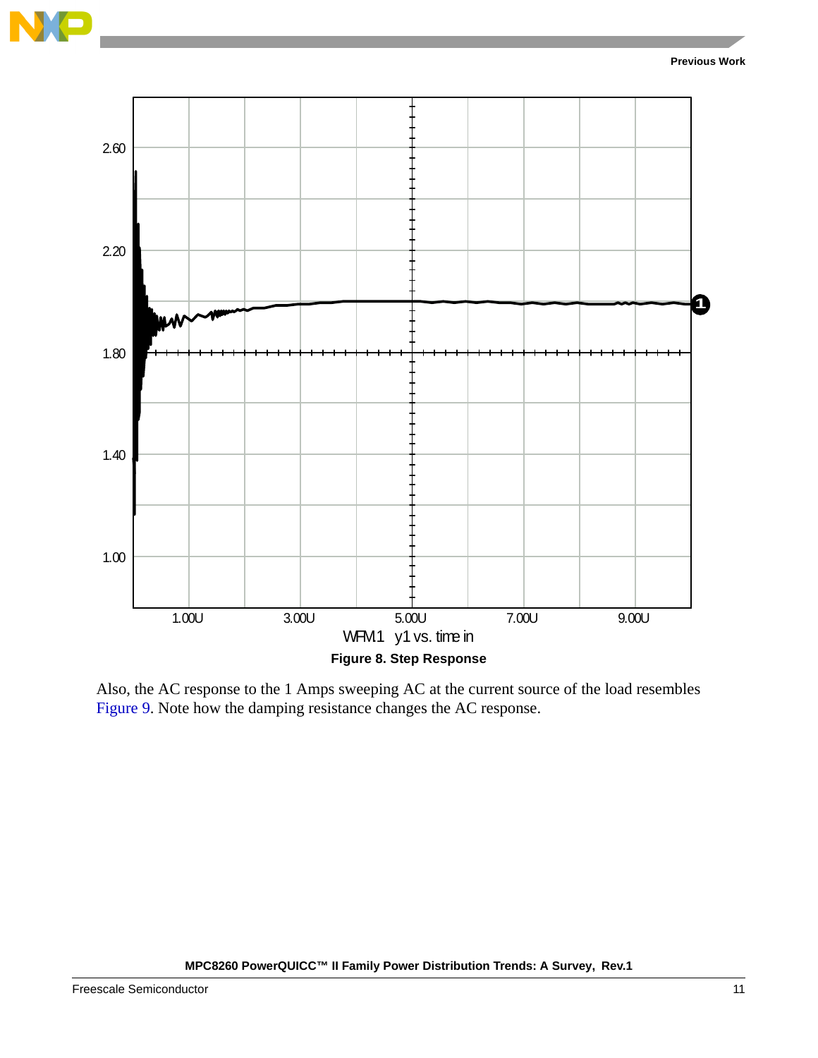Figure 8. Step Response

Also, the AC response to the 1 Amps sweeping AC at the current source of the load resembles Figure 9. Note how the damping resistance changes the AC response.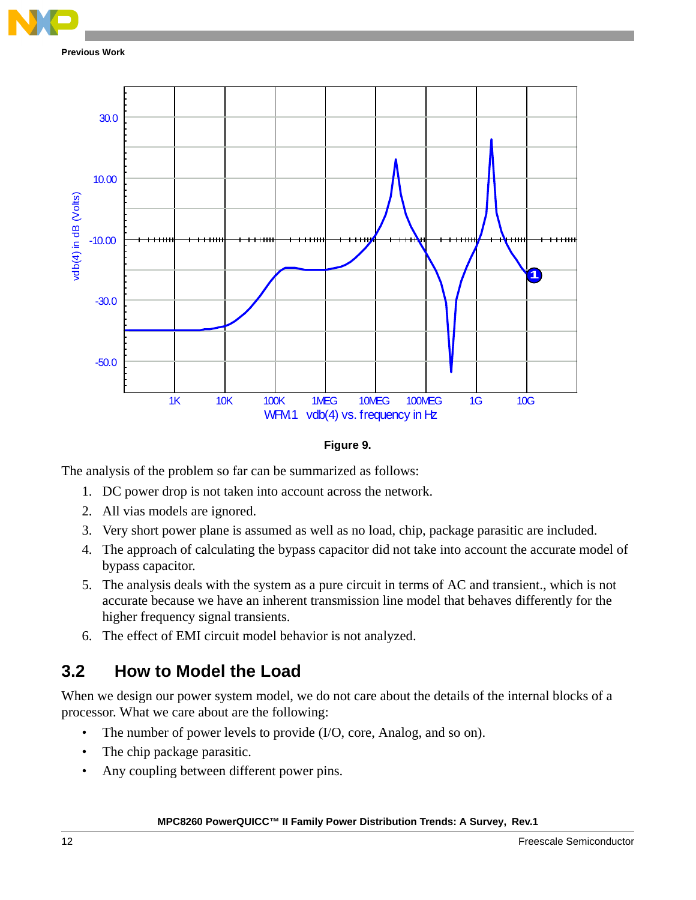Figure 9.

The analysis of the problem so far can be summarized as follows:

1. DC power drop is not taken into account across the network.
2. All vias models are ignored.
3. Very short power plane is assumed as well as no load, chip, package parasitic are included.
4. The approach of calculating the bypass capacitor did not take into account the accurate model of bypass capacitor.
5. The analysis deals with the system as a pure circuit in terms of AC and transient., which is not accurate because we have an inherent transmission line model that behaves differently for the higher frequency signal transients.
6. The effect of EMI circuit model behavior is not analyzed.

## 3.2 How to Model the Load

When we design our power system model, we do not care about the details of the internal blocks of a processor. What we care about are the following:

- The number of power levels to provide (I/O, core, Analog, and so on).
- The chip package parasitic.
- Any coupling between different power pins.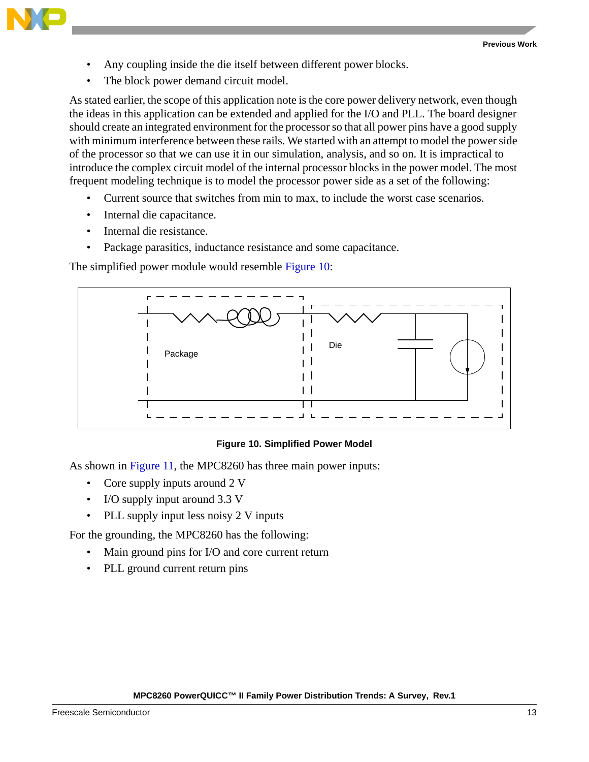- Any coupling inside the die itself between different power blocks.
- The block power demand circuit model.

As stated earlier, the scope of this application note is the core power delivery network, even though the ideas in this application can be extended and applied for the I/O and PLL. The board designer should create an integrated environment for the processor so that all power pins have a good supply with minimum interference between these rails. We started with an attempt to model the power side of the processor so that we can use it in our simulation, analysis, and so on. It is impractical to introduce the complex circuit model of the internal processor blocks in the power model. The most frequent modeling technique is to model the processor power side as a set of the following:

- Current source that switches from min to max, to include the worst case scenarios.
- Internal die capacitance.
- Internal die resistance.
- Package parasitics, inductance resistance and some capacitance.

The simplified power module would resemble Figure 10:

Package

Die

**Figure 10. Simplified Power Model**

As shown in Figure 11, the MPC8260 has three main power inputs:

- Core supply inputs around 2 V
- I/O supply input around 3.3 V
- PLL supply input less noisy 2 V inputs

For the grounding, the MPC8260 has the following:

- Main ground pins for I/O and core current return
- PLL ground current return pins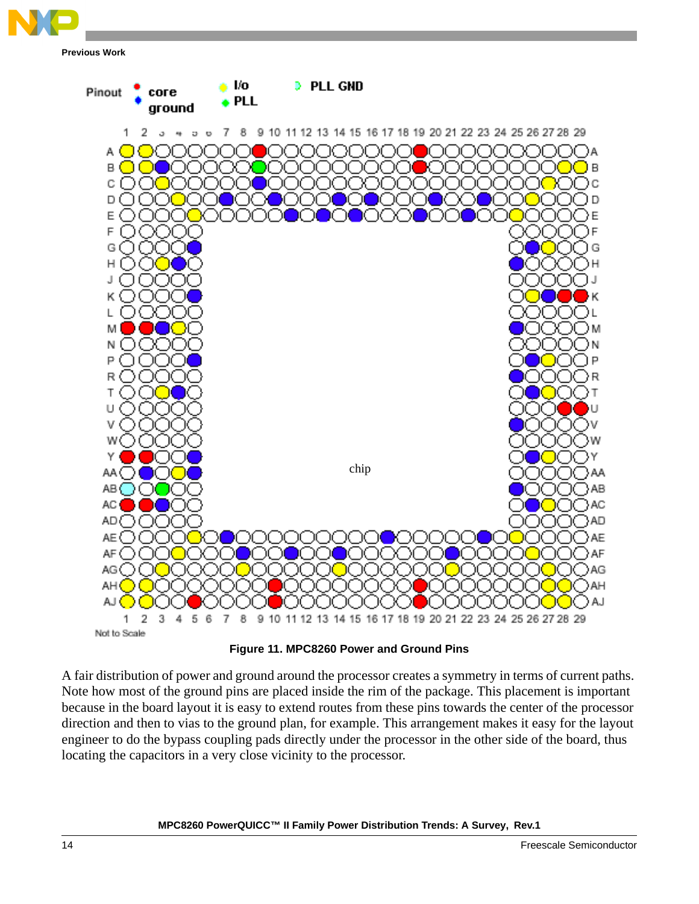Figure 11. MPC8260 Power and Ground Pins

A fair distribution of power and ground around the processor creates a symmetry in terms of current paths. Note how most of the ground pins are placed inside the rim of the package. This placement is important because in the board layout it is easy to extend routes from these pins towards the center of the processor direction and then to vias to the ground plan, for example. This arrangement makes it easy for the layout engineer to do the bypass coupling pads directly under the processor in the other side of the board, thus locating the capacitors in a very close vicinity to the processor.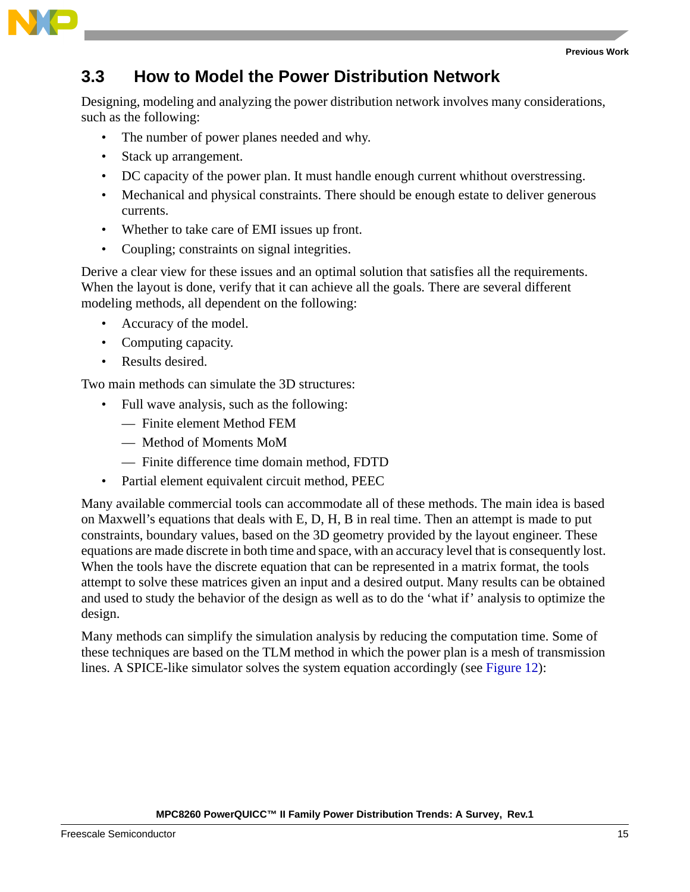## 3.3 How to Model the Power Distribution Network

Designing, modeling and analyzing the power distribution network involves many considerations, such as the following:

- The number of power planes needed and why.
- Stack up arrangement.
- DC capacity of the power plan. It must handle enough current whithout overstressing.
- Mechanical and physical constraints. There should be enough estate to deliver generous currents.
- Whether to take care of EMI issues up front.
- Coupling; constraints on signal integrities.

Derive a clear view for these issues and an optimal solution that satisfies all the requirements. When the layout is done, verify that it can achieve all the goals. There are several different modeling methods, all dependent on the following:

- Accuracy of the model.
- Computing capacity.
- Results desired.

Two main methods can simulate the 3D structures:

- Full wave analysis, such as the following:
  - — Finite element Method FEM
  - — Method of Moments MoM
  - — Finite difference time domain method, FDTD
- Partial element equivalent circuit method, PEEC

Many available commercial tools can accommodate all of these methods. The main idea is based on Maxwell's equations that deals with E, D, H, B in real time. Then an attempt is made to put constraints, boundary values, based on the 3D geometry provided by the layout engineer. These equations are made discrete in both time and space, with an accuracy level that is consequently lost. When the tools have the discrete equation that can be represented in a matrix format, the tools attempt to solve these matrices given an input and a desired output. Many results can be obtained and used to study the behavior of the design as well as to do the 'what if' analysis to optimize the design.

Many methods can simplify the simulation analysis by reducing the computation time. Some of these techniques are based on the TLM method in which the power plan is a mesh of transmission lines. A SPICE-like simulator solves the system equation accordingly (see Figure 12):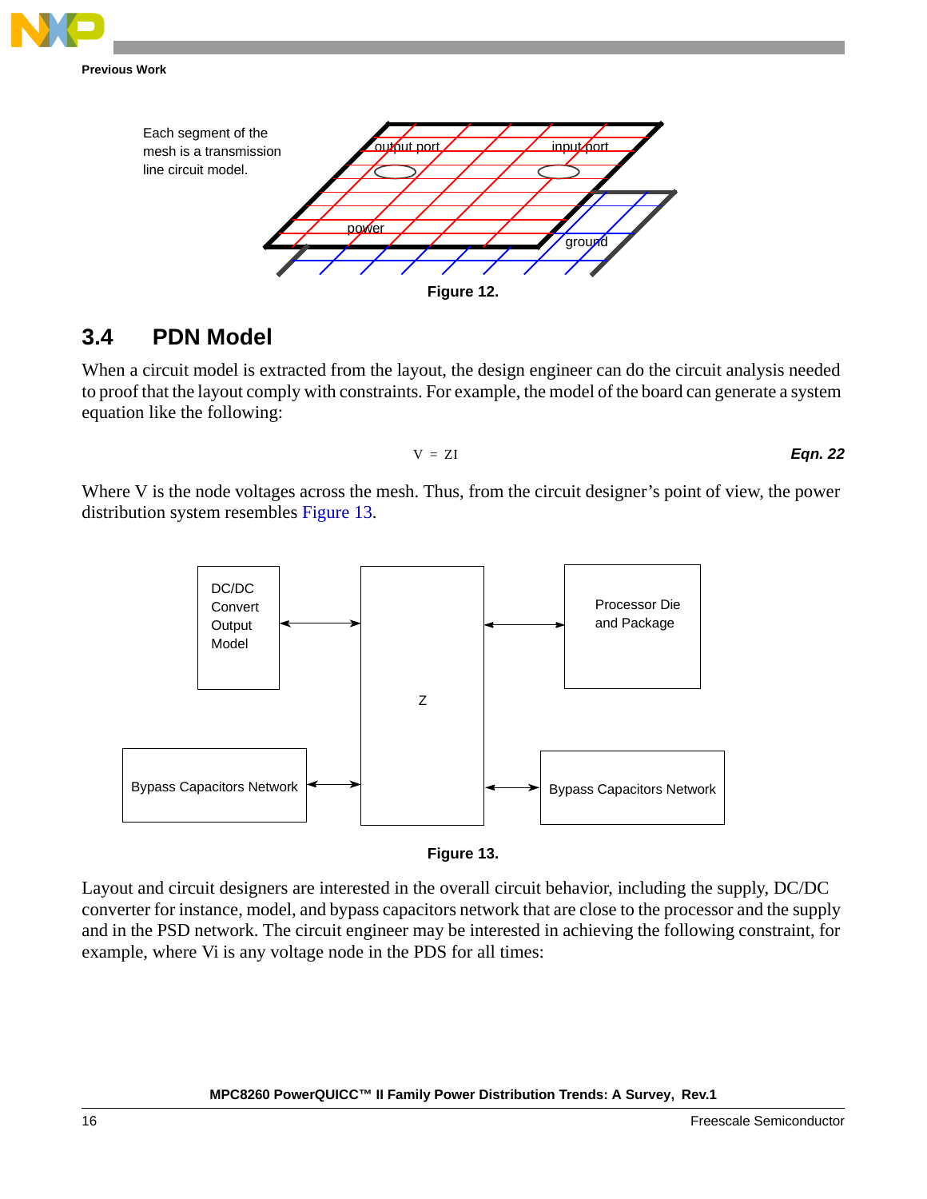Each segment of the mesh is a transmission line circuit model.

Figure 12.

## 3.4 PDN Model

When a circuit model is extracted from the layout, the design engineer can do the circuit analysis needed to proof that the layout comply with constraints. For example, the model of the board can generate a system equation like the following:

$$V = ZI \qquad \text{Eqn. 22}$$

Where V is the node voltages across the mesh. Thus, from the circuit designer's point of view, the power distribution system resembles Figure 13.

Figure 13.

Layout and circuit designers are interested in the overall circuit behavior, including the supply, DC/DC converter for instance, model, and bypass capacitors network that are close to the processor and the supply and in the PSD network. The circuit engineer may be interested in achieving the following constraint, for example, where Vi is any voltage node in the PDS for all times: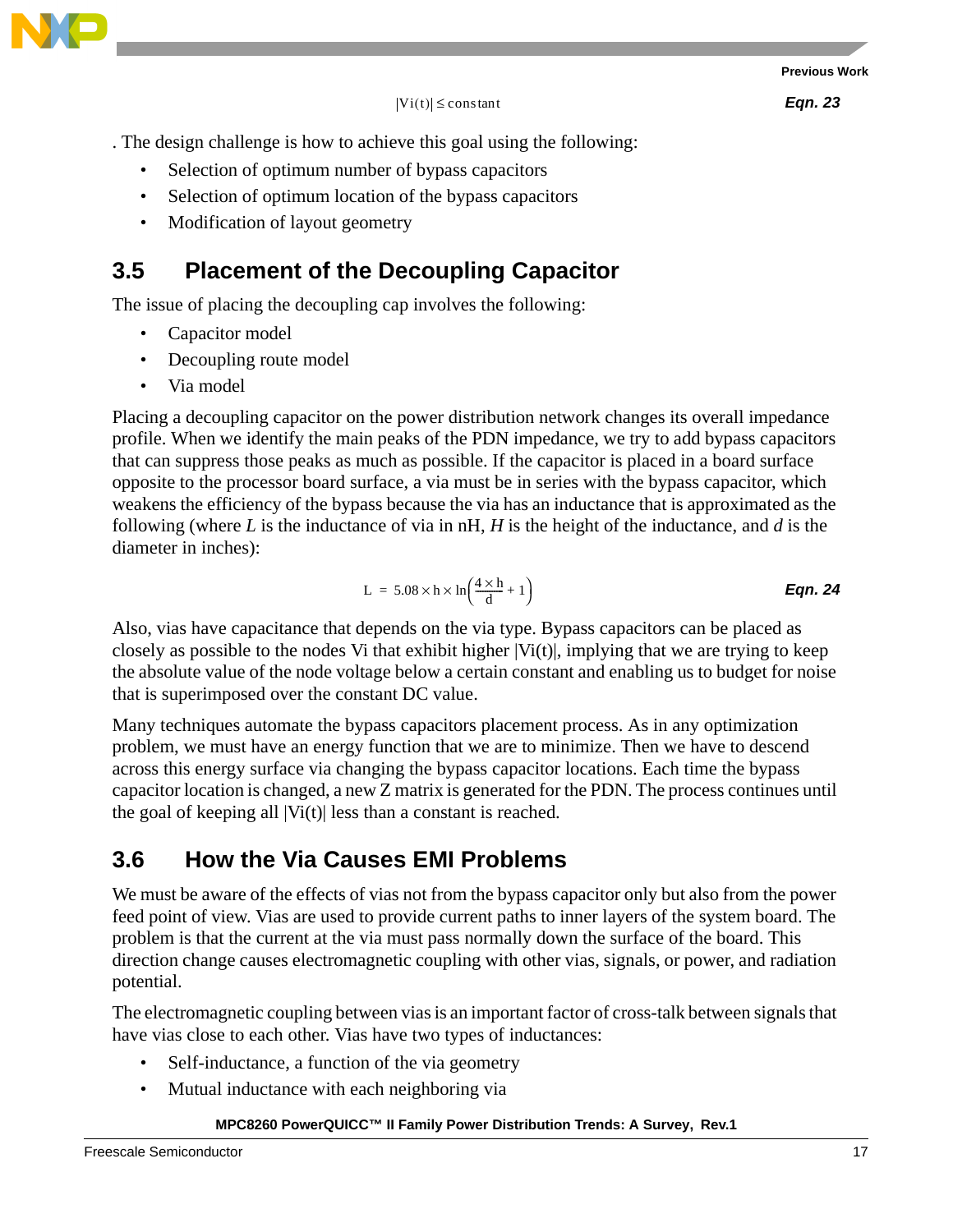$$|Vi(t)| \leq \text{constant} \tag{Eqn. 23}$$

. The design challenge is how to achieve this goal using the following:

- Selection of optimum number of bypass capacitors
- Selection of optimum location of the bypass capacitors
- Modification of layout geometry

## 3.5 Placement of the Decoupling Capacitor

The issue of placing the decoupling cap involves the following:

- Capacitor model
- Decoupling route model
- Via model

Placing a decoupling capacitor on the power distribution network changes its overall impedance profile. When we identify the main peaks of the PDN impedance, we try to add bypass capacitors that can suppress those peaks as much as possible. If the capacitor is placed in a board surface opposite to the processor board surface, a via must be in series with the bypass capacitor, which weakens the efficiency of the bypass because the via has an inductance that is approximated as the following (where *L* is the inductance of via in nH, *H* is the height of the inductance, and *d* is the diameter in inches):

$$L = 5.08 \times h \times \ln\left(\frac{4 \times h}{d} + 1\right) \tag{Eqn. 24}$$

Also, vias have capacitance that depends on the via type. Bypass capacitors can be placed as closely as possible to the nodes Vi that exhibit higher $|Vi(t)|$, implying that we are trying to keep the absolute value of the node voltage below a certain constant and enabling us to budget for noise that is superimposed over the constant DC value.

Many techniques automate the bypass capacitors placement process. As in any optimization problem, we must have an energy function that we are to minimize. Then we have to descend across this energy surface via changing the bypass capacitor locations. Each time the bypass capacitor location is changed, a new Z matrix is generated for the PDN. The process continues until the goal of keeping all $|Vi(t)|$ less than a constant is reached.

## 3.6 How the Via Causes EMI Problems

We must be aware of the effects of vias not from the bypass capacitor only but also from the power feed point of view. Vias are used to provide current paths to inner layers of the system board. The problem is that the current at the via must pass normally down the surface of the board. This direction change causes electromagnetic coupling with other vias, signals, or power, and radiation potential.

The electromagnetic coupling between vias is an important factor of cross-talk between signals that have vias close to each other. Vias have two types of inductances:

- Self-inductance, a function of the via geometry
- Mutual inductance with each neighboring via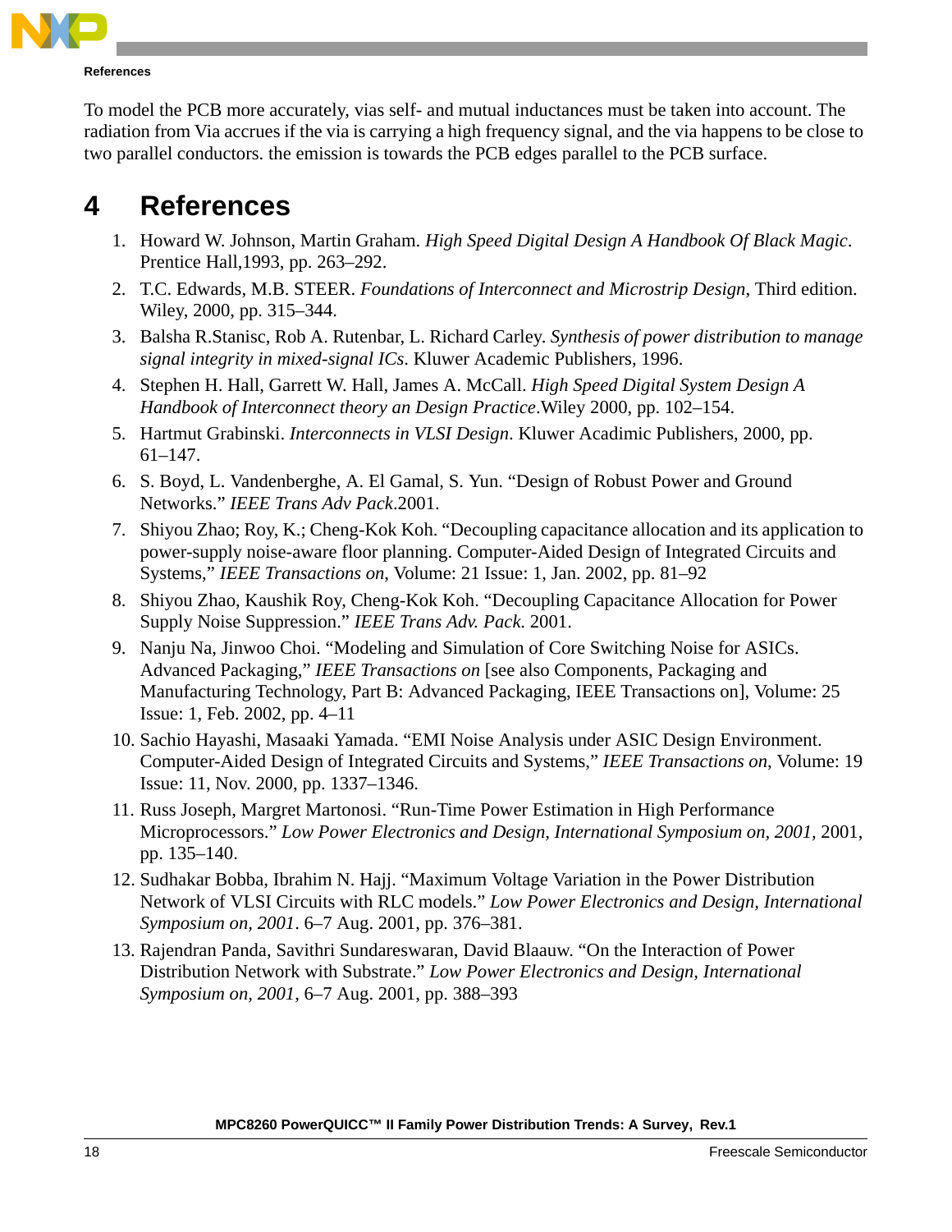To model the PCB more accurately, vias self- and mutual inductances must be taken into account. The radiation from Via accrues if the via is carrying a high frequency signal, and the via happens to be close to two parallel conductors. the emission is towards the PCB edges parallel to the PCB surface.

# 4 References

1. Howard W. Johnson, Martin Graham. *High Speed Digital Design A Handbook Of Black Magic*. Prentice Hall,1993, pp. 263–292.
2. T.C. Edwards, M.B. STEER. *Foundations of Interconnect and Microstrip Design*, Third edition. Wiley, 2000, pp. 315–344.
3. Balsha R.Stanisc, Rob A. Rutenbar, L. Richard Carley. *Synthesis of power distribution to manage signal integrity in mixed-signal ICs*. Kluwer Academic Publishers, 1996.
4. Stephen H. Hall, Garrett W. Hall, James A. McCall. *High Speed Digital System Design A Handbook of Interconnect theory an Design Practice*.Wiley 2000, pp. 102–154.
5. Hartmut Grabinski. *Interconnects in VLSI Design*. Kluwer Acadimic Publishers, 2000, pp. 61–147.
6. S. Boyd, L. Vandenberghe, A. El Gamal, S. Yun. “Design of Robust Power and Ground Networks.” *IEEE Trans Adv Pack*.2001.
7. Shiyou Zhao; Roy, K.; Cheng-Kok Koh. “Decoupling capacitance allocation and its application to power-supply noise-aware floor planning. Computer-Aided Design of Integrated Circuits and Systems,” *IEEE Transactions on*, Volume: 21 Issue: 1, Jan. 2002, pp. 81–92
8. Shiyou Zhao, Kaushik Roy, Cheng-Kok Koh. “Decoupling Capacitance Allocation for Power Supply Noise Suppression.” *IEEE Trans Adv. Pack.* 2001.
9. Nanju Na, Jinwoo Choi. “Modeling and Simulation of Core Switching Noise for ASICs. Advanced Packaging,” *IEEE Transactions on* [see also Components, Packaging and Manufacturing Technology, Part B: Advanced Packaging, IEEE Transactions on], Volume: 25 Issue: 1, Feb. 2002, pp. 4–11
10. Sachio Hayashi, Masaaki Yamada. “EMI Noise Analysis under ASIC Design Environment. Computer-Aided Design of Integrated Circuits and Systems,” *IEEE Transactions on*, Volume: 19 Issue: 11, Nov. 2000, pp. 1337–1346.
11. Russ Joseph, Margret Martonosi. “Run-Time Power Estimation in High Performance Microprocessors.” *Low Power Electronics and Design, International Symposium on, 2001*, 2001, pp. 135–140.
12. Sudhakar Bobba, Ibrahim N. Hajj. “Maximum Voltage Variation in the Power Distribution Network of VLSI Circuits with RLC models.” *Low Power Electronics and Design, International Symposium on, 2001*. 6–7 Aug. 2001, pp. 376–381.
13. Rajendran Panda, Savithri Sundareswaran, David Blaauw. “On the Interaction of Power Distribution Network with Substrate.” *Low Power Electronics and Design, International Symposium on, 2001*, 6–7 Aug. 2001, pp. 388–393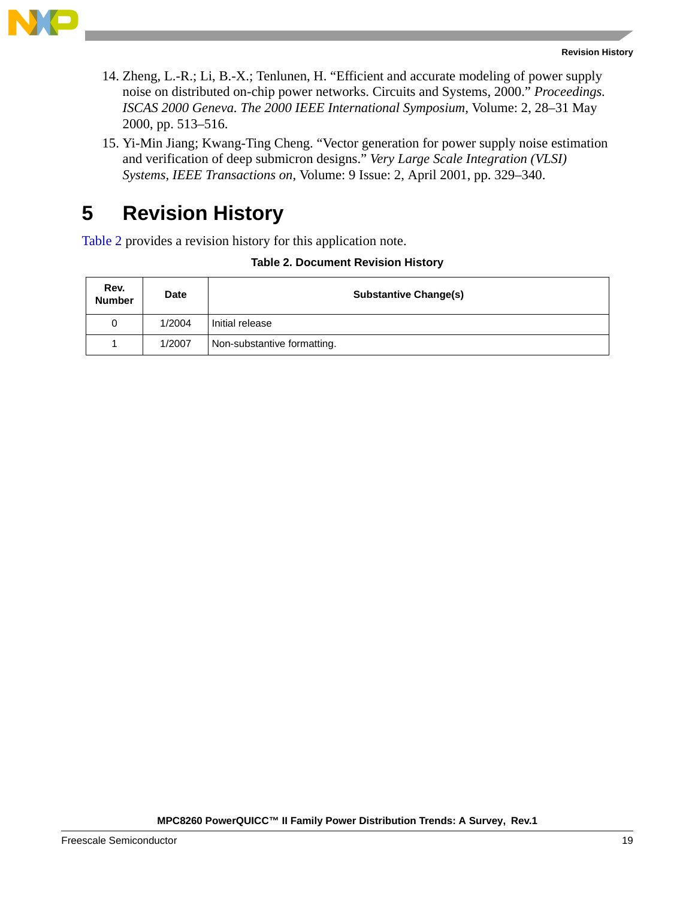14. Zheng, L.-R.; Li, B.-X.; Tenlunen, H. “Efficient and accurate modeling of power supply noise on distributed on-chip power networks. Circuits and Systems, 2000.” *Proceedings. ISCAS 2000 Geneva. The 2000 IEEE International Symposium*, Volume: 2, 28–31 May 2000, pp. 513–516.
15. Yi-Min Jiang; Kwang-Ting Cheng. “Vector generation for power supply noise estimation and verification of deep submicron designs.” *Very Large Scale Integration (VLSI) Systems, IEEE Transactions on*, Volume: 9 Issue: 2, April 2001, pp. 329–340.

# 5 Revision History

Table 2 provides a revision history for this application note.

**Table 2. Document Revision History**

| Rev. Number | Date | Substantive Change(s) |
|---|---|---|
| 0 | 1/2004 | Initial release |
| 1 | 1/2007 | Non-substantive formatting. |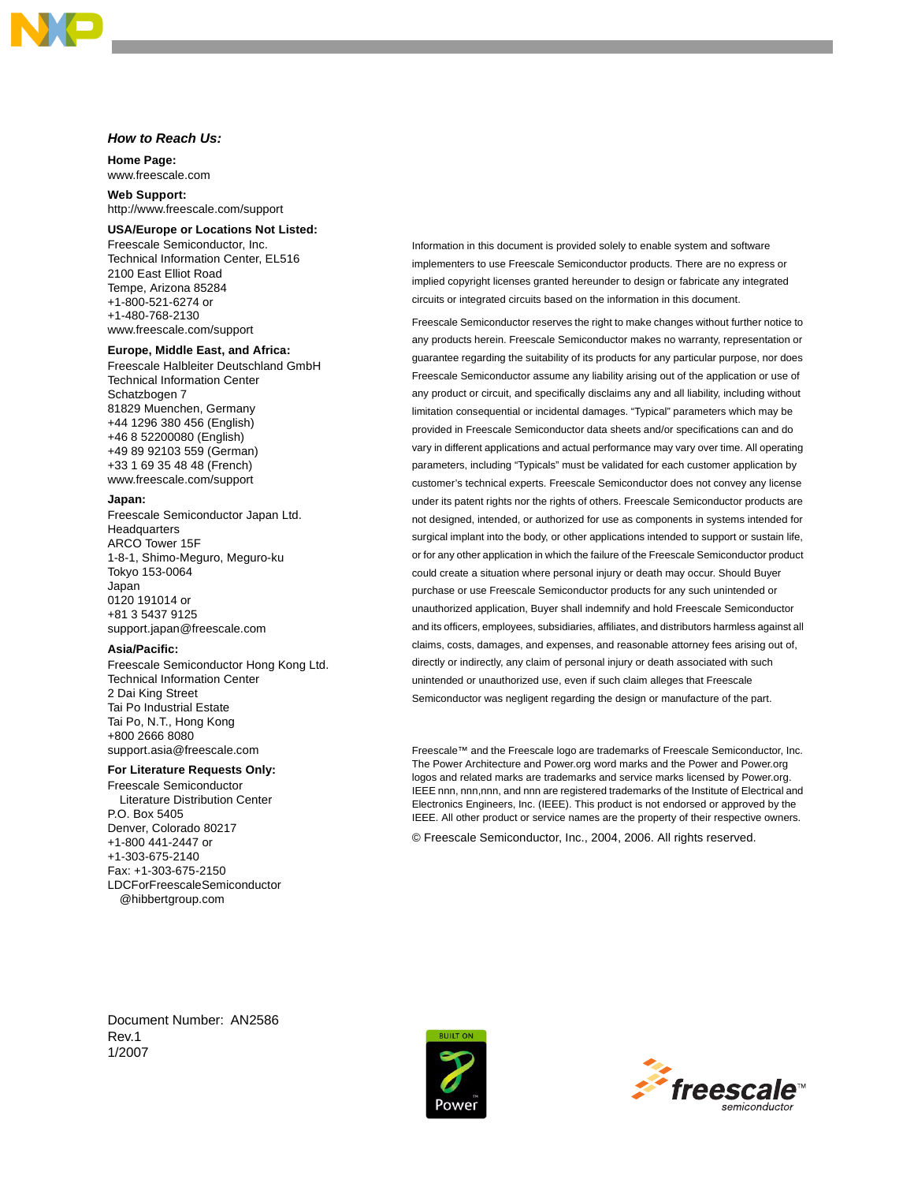### *How to Reach Us:*

**Home Page:**
www.freescale.com

**Web Support:**
http://www.freescale.com/support

**USA/Europe or Locations Not Listed:**
Freescale Semiconductor, Inc.
Technical Information Center, EL516
2100 East Elliot Road
Tempe, Arizona 85284
+1-800-521-6274 or
+1-480-768-2130
www.freescale.com/support

**Europe, Middle East, and Africa:**
Freescale Halbleiter Deutschland GmbH
Technical Information Center
Schatzbogen 7
81829 Muenchen, Germany
+44 1296 380 456 (English)
+46 8 52200080 (English)
+49 89 92103 559 (German)
+33 1 69 35 48 48 (French)
www.freescale.com/support

**Japan:**
Freescale Semiconductor Japan Ltd.
Headquarters
ARCO Tower 15F
1-8-1, Shimo-Meguro, Meguro-ku
Tokyo 153-0064
Japan
0120 191014 or
+81 3 5437 9125
support.japan@freescale.com

**Asia/Pacific:**
Freescale Semiconductor Hong Kong Ltd.
Technical Information Center
2 Dai King Street
Tai Po Industrial Estate
Tai Po, N.T., Hong Kong
+800 2666 8080
support.asia@freescale.com

**For Literature Requests Only:**
Freescale Semiconductor
Literature Distribution Center
P.O. Box 5405
Denver, Colorado 80217
+1-800 441-2447 or
+1-303-675-2140
Fax: +1-303-675-2150
LDCForFreescaleSemiconductor
@hibbertgroup.com

Information in this document is provided solely to enable system and software implementers to use Freescale Semiconductor products. There are no express or implied copyright licenses granted hereunder to design or fabricate any integrated circuits or integrated circuits based on the information in this document.

Freescale Semiconductor reserves the right to make changes without further notice to any products herein. Freescale Semiconductor makes no warranty, representation or guarantee regarding the suitability of its products for any particular purpose, nor does Freescale Semiconductor assume any liability arising out of the application or use of any product or circuit, and specifically disclaims any and all liability, including without limitation consequential or incidental damages. “Typical” parameters which may be provided in Freescale Semiconductor data sheets and/or specifications can and do vary in different applications and actual performance may vary over time. All operating parameters, including “Typicals” must be validated for each customer application by customer’s technical experts. Freescale Semiconductor does not convey any license under its patent rights nor the rights of others. Freescale Semiconductor products are not designed, intended, or authorized for use as components in systems intended for surgical implant into the body, or other applications intended to support or sustain life, or for any other application in which the failure of the Freescale Semiconductor product could create a situation where personal injury or death may occur. Should Buyer purchase or use Freescale Semiconductor products for any such unintended or unauthorized application, Buyer shall indemnify and hold Freescale Semiconductor and its officers, employees, subsidiaries, affiliates, and distributors harmless against all claims, costs, damages, and expenses, and reasonable attorney fees arising out of, directly or indirectly, any claim of personal injury or death associated with such unintended or unauthorized use, even if such claim alleges that Freescale Semiconductor was negligent regarding the design or manufacture of the part.

Freescale™ and the Freescale logo are trademarks of Freescale Semiconductor, Inc. The Power Architecture and Power.org word marks and the Power and Power.org logos and related marks are trademarks and service marks licensed by Power.org. IEEE nnn, nnn,nnn, and nnn are registered trademarks of the Institute of Electrical and Electronics Engineers, Inc. (IEEE). This product is not endorsed or approved by the IEEE. All other product or service names are the property of their respective owners.

© Freescale Semiconductor, Inc., 2004, 2006. All rights reserved.

Document Number: AN2586
Rev.1
1/2007